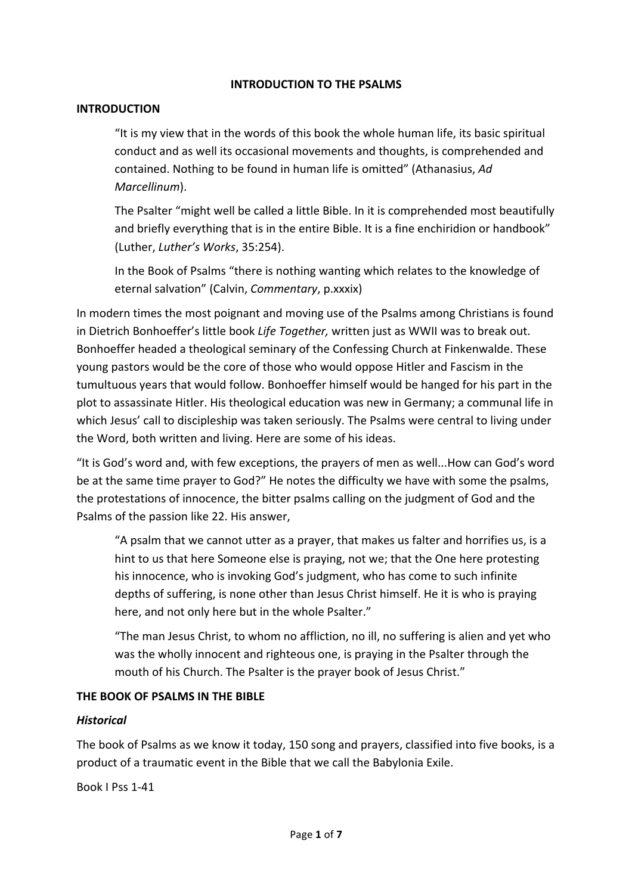**INTRODUCTION TO THE PSALMS**

**INTRODUCTION**

> "It is my view that in the words of this book the whole human life, its basic spiritual conduct and as well its occasional movements and thoughts, is comprehended and contained. Nothing to be found in human life is omitted" (Athanasius, *Ad Marcellinum*).
>
> The Psalter "might well be called a little Bible. In it is comprehended most beautifully and briefly everything that is in the entire Bible. It is a fine enchiridion or handbook" (Luther, *Luther's Works*, 35:254).
>
> In the Book of Psalms "there is nothing wanting which relates to the knowledge of eternal salvation" (Calvin, *Commentary*, p.xxxix)

In modern times the most poignant and moving use of the Psalms among Christians is found in Dietrich Bonhoeffer's little book *Life Together,* written just as WWII was to break out. Bonhoeffer headed a theological seminary of the Confessing Church at Finkenwalde. These young pastors would be the core of those who would oppose Hitler and Fascism in the tumultuous years that would follow. Bonhoeffer himself would be hanged for his part in the plot to assassinate Hitler. His theological education was new in Germany; a communal life in which Jesus' call to discipleship was taken seriously. The Psalms were central to living under the Word, both written and living. Here are some of his ideas.

"It is God's word and, with few exceptions, the prayers of men as well...How can God's word be at the same time prayer to God?" He notes the difficulty we have with some the psalms, the protestations of innocence, the bitter psalms calling on the judgment of God and the Psalms of the passion like 22. His answer,

> "A psalm that we cannot utter as a prayer, that makes us falter and horrifies us, is a hint to us that here Someone else is praying, not we; that the One here protesting his innocence, who is invoking God's judgment, who has come to such infinite depths of suffering, is none other than Jesus Christ himself. He it is who is praying here, and not only here but in the whole Psalter."
>
> "The man Jesus Christ, to whom no affliction, no ill, no suffering is alien and yet who was the wholly innocent and righteous one, is praying in the Psalter through the mouth of his Church. The Psalter is the prayer book of Jesus Christ."

**THE BOOK OF PSALMS IN THE BIBLE**

***Historical***

The book of Psalms as we know it today, 150 song and prayers, classified into five books, is a product of a traumatic event in the Bible that we call the Babylonia Exile.

Book I Pss 1-41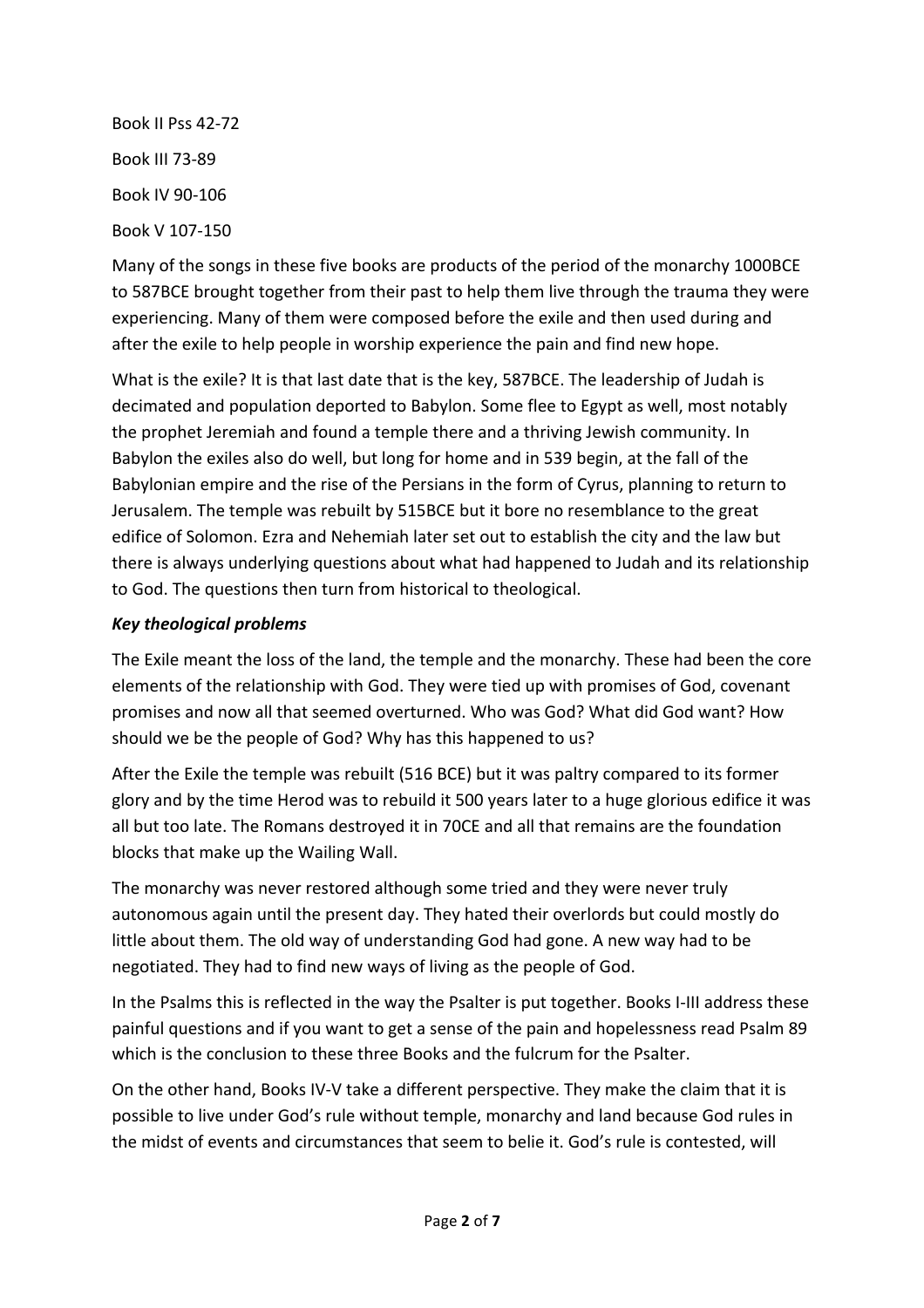Book II Pss 42-72

Book III 73-89

Book IV 90-106

Book V 107-150

Many of the songs in these five books are products of the period of the monarchy 1000BCE to 587BCE brought together from their past to help them live through the trauma they were experiencing. Many of them were composed before the exile and then used during and after the exile to help people in worship experience the pain and find new hope.

What is the exile? It is that last date that is the key, 587BCE. The leadership of Judah is decimated and population deported to Babylon. Some flee to Egypt as well, most notably the prophet Jeremiah and found a temple there and a thriving Jewish community. In Babylon the exiles also do well, but long for home and in 539 begin, at the fall of the Babylonian empire and the rise of the Persians in the form of Cyrus, planning to return to Jerusalem. The temple was rebuilt by 515BCE but it bore no resemblance to the great edifice of Solomon. Ezra and Nehemiah later set out to establish the city and the law but there is always underlying questions about what had happened to Judah and its relationship to God. The questions then turn from historical to theological.

***Key theological problems***

The Exile meant the loss of the land, the temple and the monarchy. These had been the core elements of the relationship with God. They were tied up with promises of God, covenant promises and now all that seemed overturned. Who was God? What did God want? How should we be the people of God? Why has this happened to us?

After the Exile the temple was rebuilt (516 BCE) but it was paltry compared to its former glory and by the time Herod was to rebuild it 500 years later to a huge glorious edifice it was all but too late. The Romans destroyed it in 70CE and all that remains are the foundation blocks that make up the Wailing Wall.

The monarchy was never restored although some tried and they were never truly autonomous again until the present day. They hated their overlords but could mostly do little about them. The old way of understanding God had gone. A new way had to be negotiated. They had to find new ways of living as the people of God.

In the Psalms this is reflected in the way the Psalter is put together. Books I-III address these painful questions and if you want to get a sense of the pain and hopelessness read Psalm 89 which is the conclusion to these three Books and the fulcrum for the Psalter.

On the other hand, Books IV-V take a different perspective. They make the claim that it is possible to live under God's rule without temple, monarchy and land because God rules in the midst of events and circumstances that seem to belie it. God's rule is contested, will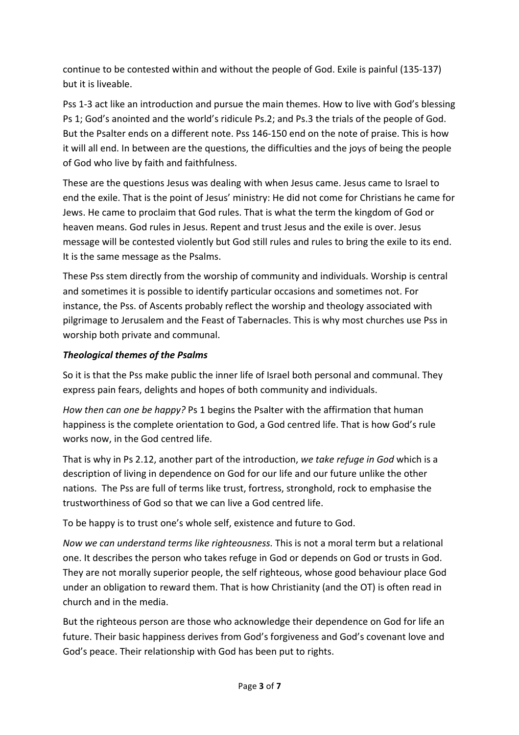continue to be contested within and without the people of God. Exile is painful (135-137) but it is liveable.

Pss 1-3 act like an introduction and pursue the main themes. How to live with God's blessing Ps 1; God's anointed and the world's ridicule Ps.2; and Ps.3 the trials of the people of God. But the Psalter ends on a different note. Pss 146-150 end on the note of praise. This is how it will all end. In between are the questions, the difficulties and the joys of being the people of God who live by faith and faithfulness.

These are the questions Jesus was dealing with when Jesus came. Jesus came to Israel to end the exile. That is the point of Jesus' ministry: He did not come for Christians he came for Jews. He came to proclaim that God rules. That is what the term the kingdom of God or heaven means. God rules in Jesus. Repent and trust Jesus and the exile is over. Jesus message will be contested violently but God still rules and rules to bring the exile to its end. It is the same message as the Psalms.

These Pss stem directly from the worship of community and individuals. Worship is central and sometimes it is possible to identify particular occasions and sometimes not. For instance, the Pss. of Ascents probably reflect the worship and theology associated with pilgrimage to Jerusalem and the Feast of Tabernacles. This is why most churches use Pss in worship both private and communal.

### ***Theological themes of the Psalms***

So it is that the Pss make public the inner life of Israel both personal and communal. They express pain fears, delights and hopes of both community and individuals.

*How then can one be happy?* Ps 1 begins the Psalter with the affirmation that human happiness is the complete orientation to God, a God centred life. That is how God's rule works now, in the God centred life.

That is why in Ps 2.12, another part of the introduction, *we take refuge in God* which is a description of living in dependence on God for our life and our future unlike the other nations. The Pss are full of terms like trust, fortress, stronghold, rock to emphasise the trustworthiness of God so that we can live a God centred life.

To be happy is to trust one's whole self, existence and future to God.

*Now we can understand terms like righteousness.* This is not a moral term but a relational one. It describes the person who takes refuge in God or depends on God or trusts in God. They are not morally superior people, the self righteous, whose good behaviour place God under an obligation to reward them. That is how Christianity (and the OT) is often read in church and in the media.

But the righteous person are those who acknowledge their dependence on God for life an future. Their basic happiness derives from God's forgiveness and God's covenant love and God's peace. Their relationship with God has been put to rights.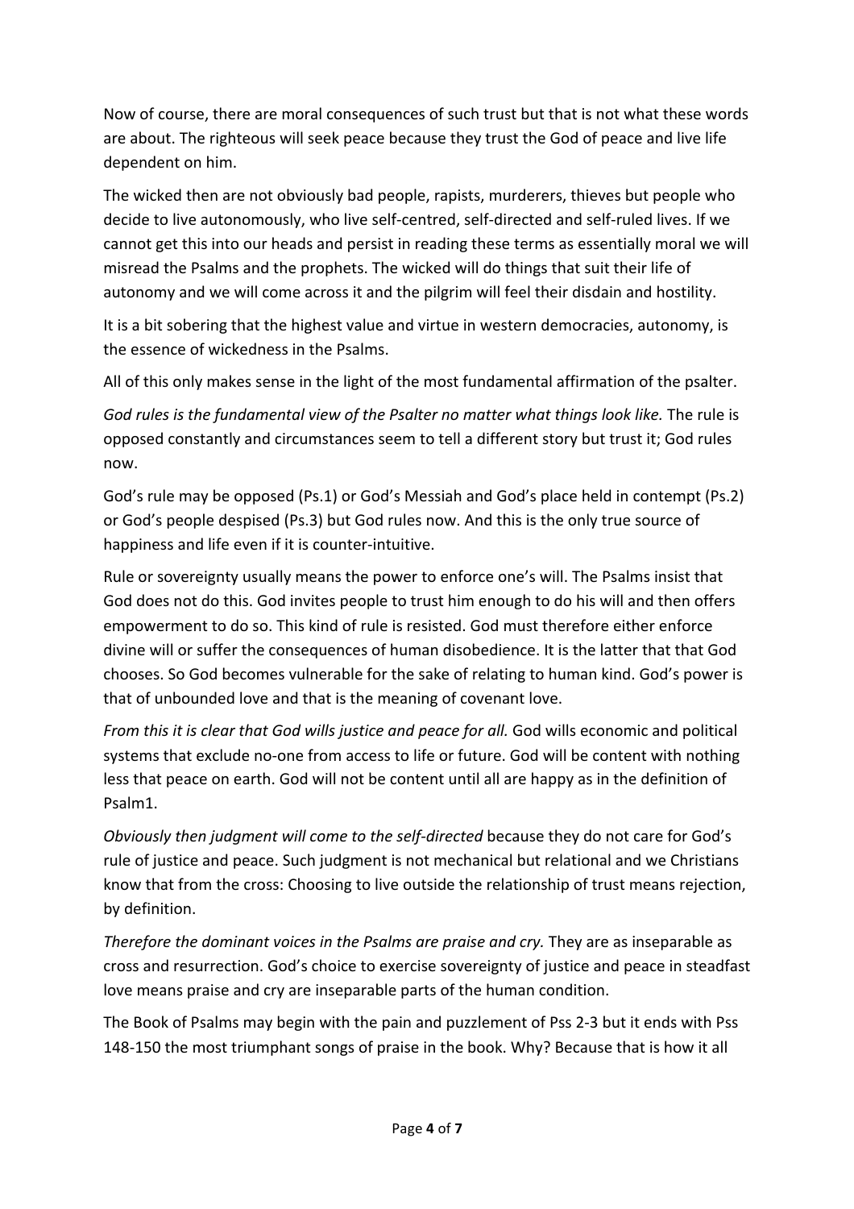Now of course, there are moral consequences of such trust but that is not what these words are about. The righteous will seek peace because they trust the God of peace and live life dependent on him.

The wicked then are not obviously bad people, rapists, murderers, thieves but people who decide to live autonomously, who live self-centred, self-directed and self-ruled lives. If we cannot get this into our heads and persist in reading these terms as essentially moral we will misread the Psalms and the prophets. The wicked will do things that suit their life of autonomy and we will come across it and the pilgrim will feel their disdain and hostility.

It is a bit sobering that the highest value and virtue in western democracies, autonomy, is the essence of wickedness in the Psalms.

All of this only makes sense in the light of the most fundamental affirmation of the psalter.

*God rules is the fundamental view of the Psalter no matter what things look like.* The rule is opposed constantly and circumstances seem to tell a different story but trust it; God rules now.

God's rule may be opposed (Ps.1) or God's Messiah and God's place held in contempt (Ps.2) or God's people despised (Ps.3) but God rules now. And this is the only true source of happiness and life even if it is counter-intuitive.

Rule or sovereignty usually means the power to enforce one's will. The Psalms insist that God does not do this. God invites people to trust him enough to do his will and then offers empowerment to do so. This kind of rule is resisted. God must therefore either enforce divine will or suffer the consequences of human disobedience. It is the latter that that God chooses. So God becomes vulnerable for the sake of relating to human kind. God's power is that of unbounded love and that is the meaning of covenant love.

*From this it is clear that God wills justice and peace for all.* God wills economic and political systems that exclude no-one from access to life or future. God will be content with nothing less that peace on earth. God will not be content until all are happy as in the definition of Psalm1.

*Obviously then judgment will come to the self-directed* because they do not care for God's rule of justice and peace. Such judgment is not mechanical but relational and we Christians know that from the cross: Choosing to live outside the relationship of trust means rejection, by definition.

*Therefore the dominant voices in the Psalms are praise and cry.* They are as inseparable as cross and resurrection. God's choice to exercise sovereignty of justice and peace in steadfast love means praise and cry are inseparable parts of the human condition.

The Book of Psalms may begin with the pain and puzzlement of Pss 2-3 but it ends with Pss 148-150 the most triumphant songs of praise in the book. Why? Because that is how it all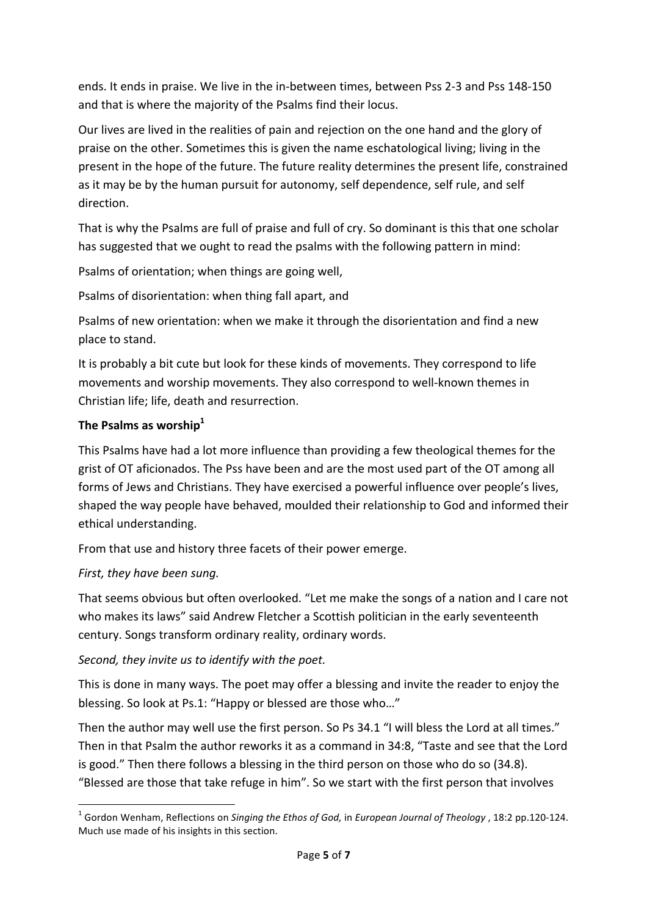ends. It ends in praise. We live in the in-between times, between Pss 2-3 and Pss 148-150 and that is where the majority of the Psalms find their locus.

Our lives are lived in the realities of pain and rejection on the one hand and the glory of praise on the other. Sometimes this is given the name eschatological living; living in the present in the hope of the future. The future reality determines the present life, constrained as it may be by the human pursuit for autonomy, self dependence, self rule, and self direction.

That is why the Psalms are full of praise and full of cry. So dominant is this that one scholar has suggested that we ought to read the psalms with the following pattern in mind:

Psalms of orientation; when things are going well,

Psalms of disorientation: when thing fall apart, and

Psalms of new orientation: when we make it through the disorientation and find a new place to stand.

It is probably a bit cute but look for these kinds of movements. They correspond to life movements and worship movements. They also correspond to well-known themes in Christian life; life, death and resurrection.

**The Psalms as worship**[1]

This Psalms have had a lot more influence than providing a few theological themes for the grist of OT aficionados. The Pss have been and are the most used part of the OT among all forms of Jews and Christians. They have exercised a powerful influence over people's lives, shaped the way people have behaved, moulded their relationship to God and informed their ethical understanding.

From that use and history three facets of their power emerge.

*First, they have been sung.*

That seems obvious but often overlooked. "Let me make the songs of a nation and I care not who makes its laws" said Andrew Fletcher a Scottish politician in the early seventeenth century. Songs transform ordinary reality, ordinary words.

*Second, they invite us to identify with the poet.*

This is done in many ways. The poet may offer a blessing and invite the reader to enjoy the blessing. So look at Ps.1: "Happy or blessed are those who…"

Then the author may well use the first person. So Ps 34.1 "I will bless the Lord at all times." Then in that Psalm the author reworks it as a command in 34:8, "Taste and see that the Lord is good." Then there follows a blessing in the third person on those who do so (34.8). "Blessed are those that take refuge in him". So we start with the first person that involves

---

[1] Gordon Wenham, Reflections on *Singing the Ethos of God,* in *European Journal of Theology* , 18:2 pp.120-124. Much use made of his insights in this section.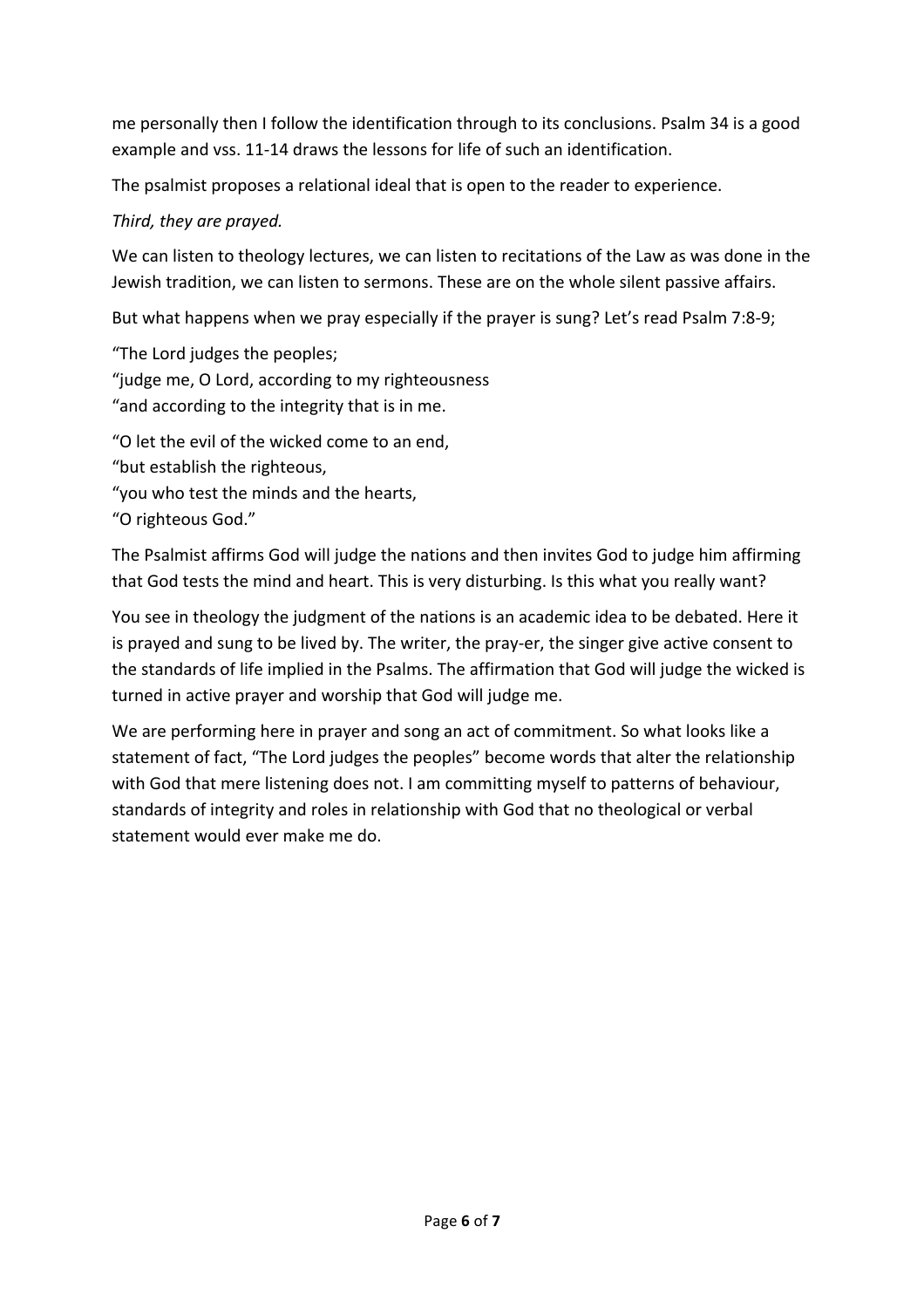me personally then I follow the identification through to its conclusions. Psalm 34 is a good example and vss. 11-14 draws the lessons for life of such an identification.

The psalmist proposes a relational ideal that is open to the reader to experience.

*Third, they are prayed.*

We can listen to theology lectures, we can listen to recitations of the Law as was done in the Jewish tradition, we can listen to sermons. These are on the whole silent passive affairs.

But what happens when we pray especially if the prayer is sung? Let's read Psalm 7:8-9;

"The Lord judges the peoples;  
"judge me, O Lord, according to my righteousness  
"and according to the integrity that is in me.

"O let the evil of the wicked come to an end,  
"but establish the righteous,  
"you who test the minds and the hearts,  
"O righteous God."

The Psalmist affirms God will judge the nations and then invites God to judge him affirming that God tests the mind and heart. This is very disturbing. Is this what you really want?

You see in theology the judgment of the nations is an academic idea to be debated. Here it is prayed and sung to be lived by. The writer, the pray-er, the singer give active consent to the standards of life implied in the Psalms. The affirmation that God will judge the wicked is turned in active prayer and worship that God will judge me.

We are performing here in prayer and song an act of commitment. So what looks like a statement of fact, "The Lord judges the peoples" become words that alter the relationship with God that mere listening does not. I am committing myself to patterns of behaviour, standards of integrity and roles in relationship with God that no theological or verbal statement would ever make me do.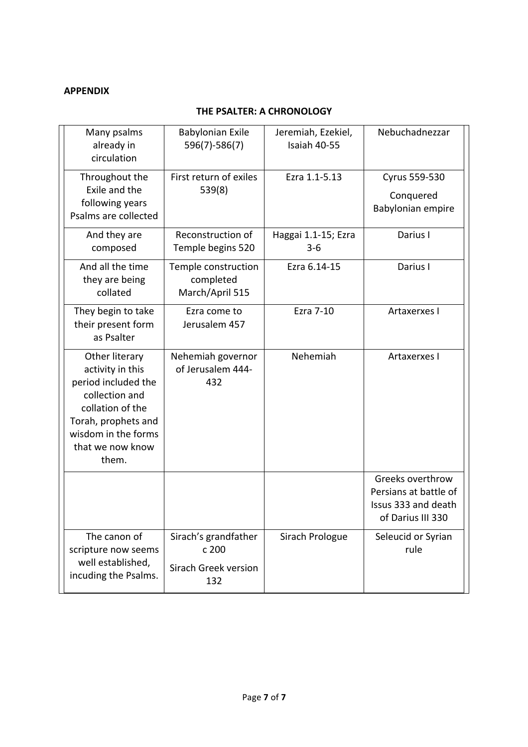**APPENDIX**

**THE PSALTER: A CHRONOLOGY**

| | | | |
|---|---|---|---|
| Many psalms already in circulation | Babylonian Exile 596(7)-586(7) | Jeremiah, Ezekiel, Isaiah 40-55 | Nebuchadnezzar |
| Throughout the Exile and the following years Psalms are collected | First return of exiles 539(8) | Ezra 1.1-5.13 | Cyrus 559-530<br>Conquered Babylonian empire |
| And they are composed | Reconstruction of Temple begins 520 | Haggai 1.1-15; Ezra 3-6 | Darius I |
| And all the time they are being collated | Temple construction completed March/April 515 | Ezra 6.14-15 | Darius I |
| They begin to take their present form as Psalter | Ezra come to Jerusalem 457 | Ezra 7-10 | Artaxerxes I |
| Other literary activity in this period included the collection and collation of the Torah, prophets and wisdom in the forms that we now know them. | Nehemiah governor of Jerusalem 444-432 | Nehemiah | Artaxerxes I |
| | | | Greeks overthrow Persians at battle of Issus 333 and death of Darius III 330 |
| The canon of scripture now seems well established, incuding the Psalms. | Sirach's grandfather c 200<br>Sirach Greek version 132 | Sirach Prologue | Seleucid or Syrian rule |